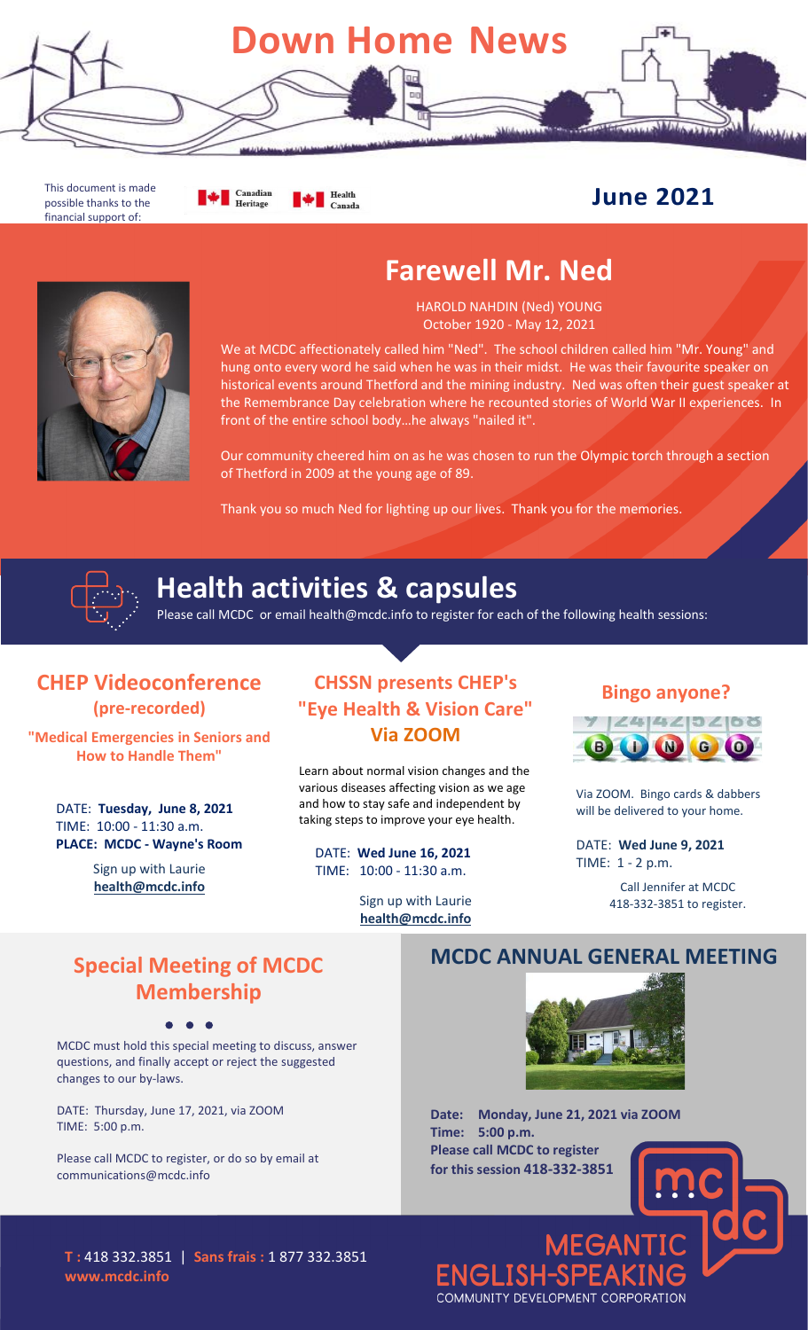# Down Home News

This document is made possible thanks to the financial support of: Canadian Heritage, Health Canada

**June 2021**

## Farewell Mr. Ned

HAROLD NAHDIN (Ned) YOUNG
October 1920 - May 12, 2021

We at MCDC affectionately called him "Ned". The school children called him "Mr. Young" and hung onto every word he said when he was in their midst. He was their favourite speaker on historical events around Thetford and the mining industry. Ned was often their guest speaker at the Remembrance Day celebration where he recounted stories of World War II experiences. In front of the entire school body…he always "nailed it".

Our community cheered him on as he was chosen to run the Olympic torch through a section of Thetford in 2009 at the young age of 89.

Thank you so much Ned for lighting up our lives. Thank you for the memories.

## Health activities & capsules

Please call MCDC or email health@mcdc.info to register for each of the following health sessions:

### CHEP Videoconference (pre-recorded)

**"Medical Emergencies in Seniors and How to Handle Them"**

DATE: **Tuesday, June 8, 2021**
TIME: 10:00 - 11:30 a.m.
**PLACE: MCDC - Wayne's Room**

Sign up with Laurie
**health@mcdc.info**

### CHSSN presents CHEP's "Eye Health & Vision Care" Via ZOOM

Learn about normal vision changes and the various diseases affecting vision as we age and how to stay safe and independent by taking steps to improve your eye health.

DATE: **Wed June 16, 2021**
TIME: 10:00 - 11:30 a.m.

Sign up with Laurie
**health@mcdc.info**

### Bingo anyone?

Via ZOOM. Bingo cards & dabbers will be delivered to your home.

DATE: **Wed June 9, 2021**
TIME: 1 - 2 p.m.

Call Jennifer at MCDC 418-332-3851 to register.

## Special Meeting of MCDC Membership

MCDC must hold this special meeting to discuss, answer questions, and finally accept or reject the suggested changes to our by-laws.

DATE: Thursday, June 17, 2021, via ZOOM
TIME: 5:00 p.m.

Please call MCDC to register, or do so by email at communications@mcdc.info

## MCDC ANNUAL GENERAL MEETING

**Date: Monday, June 21, 2021 via ZOOM**
**Time: 5:00 p.m.**
**Please call MCDC to register for this session 418-332-3851**

**T :** 418 332.3851 | **Sans frais :** 1 877 332.3851
**www.mcdc.info**

MEGANTIC ENGLISH-SPEAKING COMMUNITY DEVELOPMENT CORPORATION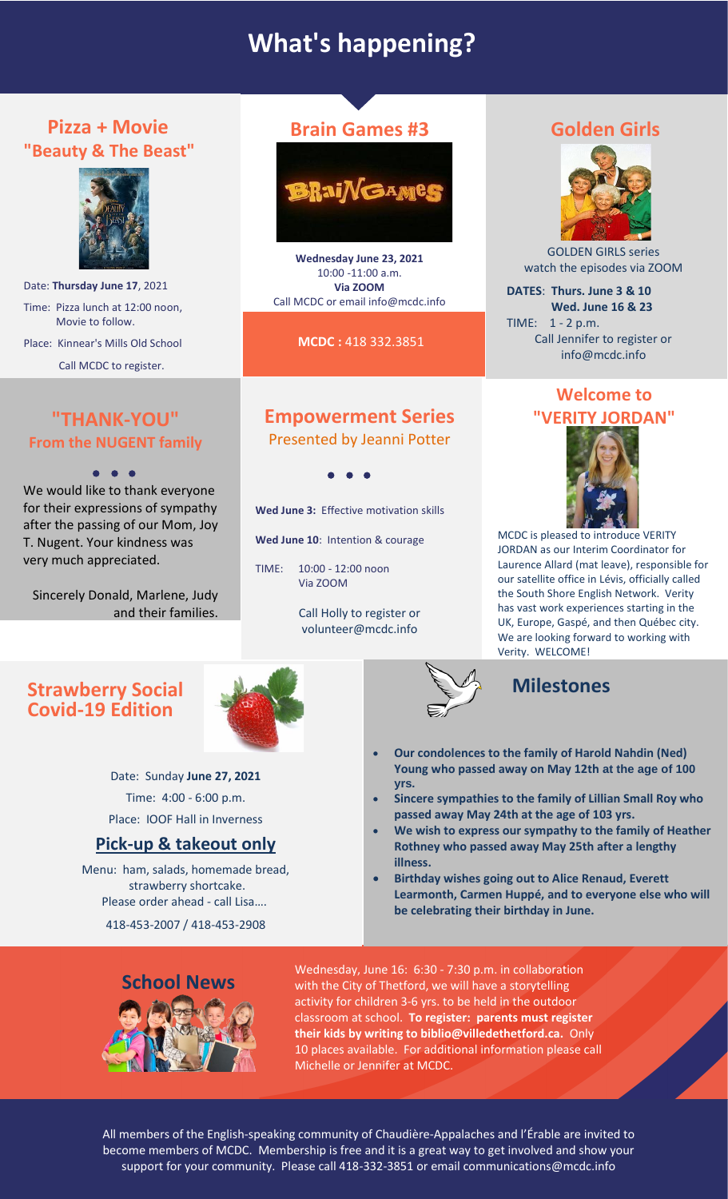# What's happening?

## Pizza + Movie "Beauty & The Beast"

Date: **Thursday June 17**, 2021

Time: Pizza lunch at 12:00 noon, Movie to follow.

Place: Kinnear's Mills Old School

Call MCDC to register.

## Brain Games #3

**Wednesday June 23, 2021**
10:00 -11:00 a.m.
**Via ZOOM**
Call MCDC or email info@mcdc.info

**MCDC :** 418 332.3851

## Golden Girls

GOLDEN GIRLS series watch the episodes via ZOOM

**DATES**: **Thurs. June 3 & 10**
**Wed. June 16 & 23**

TIME: 1 - 2 p.m.
Call Jennifer to register or info@mcdc.info

## "THANK-YOU" From the NUGENT family

We would like to thank everyone for their expressions of sympathy after the passing of our Mom, Joy T. Nugent. Your kindness was very much appreciated.

Sincerely Donald, Marlene, Judy and their families.

## Empowerment Series

Presented by Jeanni Potter

**Wed June 3:** Effective motivation skills

**Wed June 10**: Intention & courage

TIME: 10:00 - 12:00 noon
Via ZOOM

Call Holly to register or volunteer@mcdc.info

## Welcome to "VERITY JORDAN"

MCDC is pleased to introduce VERITY JORDAN as our Interim Coordinator for Laurence Allard (mat leave), responsible for our satellite office in Lévis, officially called the South Shore English Network. Verity has vast work experiences starting in the UK, Europe, Gaspé, and then Québec city. We are looking forward to working with Verity. WELCOME!

## Strawberry Social Covid-19 Edition

Date: Sunday **June 27, 2021**

Time: 4:00 - 6:00 p.m.

Place: IOOF Hall in Inverness

### Pick-up & takeout only

Menu: ham, salads, homemade bread, strawberry shortcake.
Please order ahead - call Lisa….

418-453-2007 / 418-453-2908

## Milestones

- **Our condolences to the family of Harold Nahdin (Ned) Young who passed away on May 12th at the age of 100 yrs.**
- **Sincere sympathies to the family of Lillian Small Roy who passed away May 24th at the age of 103 yrs.**
- **We wish to express our sympathy to the family of Heather Rothney who passed away May 25th after a lengthy illness.**
- **Birthday wishes going out to Alice Renaud, Everett Learmonth, Carmen Huppé, and to everyone else who will be celebrating their birthday in June.**

## School News

Wednesday, June 16: 6:30 - 7:30 p.m. in collaboration with the City of Thetford, we will have a storytelling activity for children 3-6 yrs. to be held in the outdoor classroom at school. **To register: parents must register their kids by writing to biblio@villedethetford.ca.** Only 10 places available. For additional information please call Michelle or Jennifer at MCDC.

All members of the English-speaking community of Chaudière-Appalaches and l'Érable are invited to become members of MCDC. Membership is free and it is a great way to get involved and show your support for your community. Please call 418-332-3851 or email communications@mcdc.info